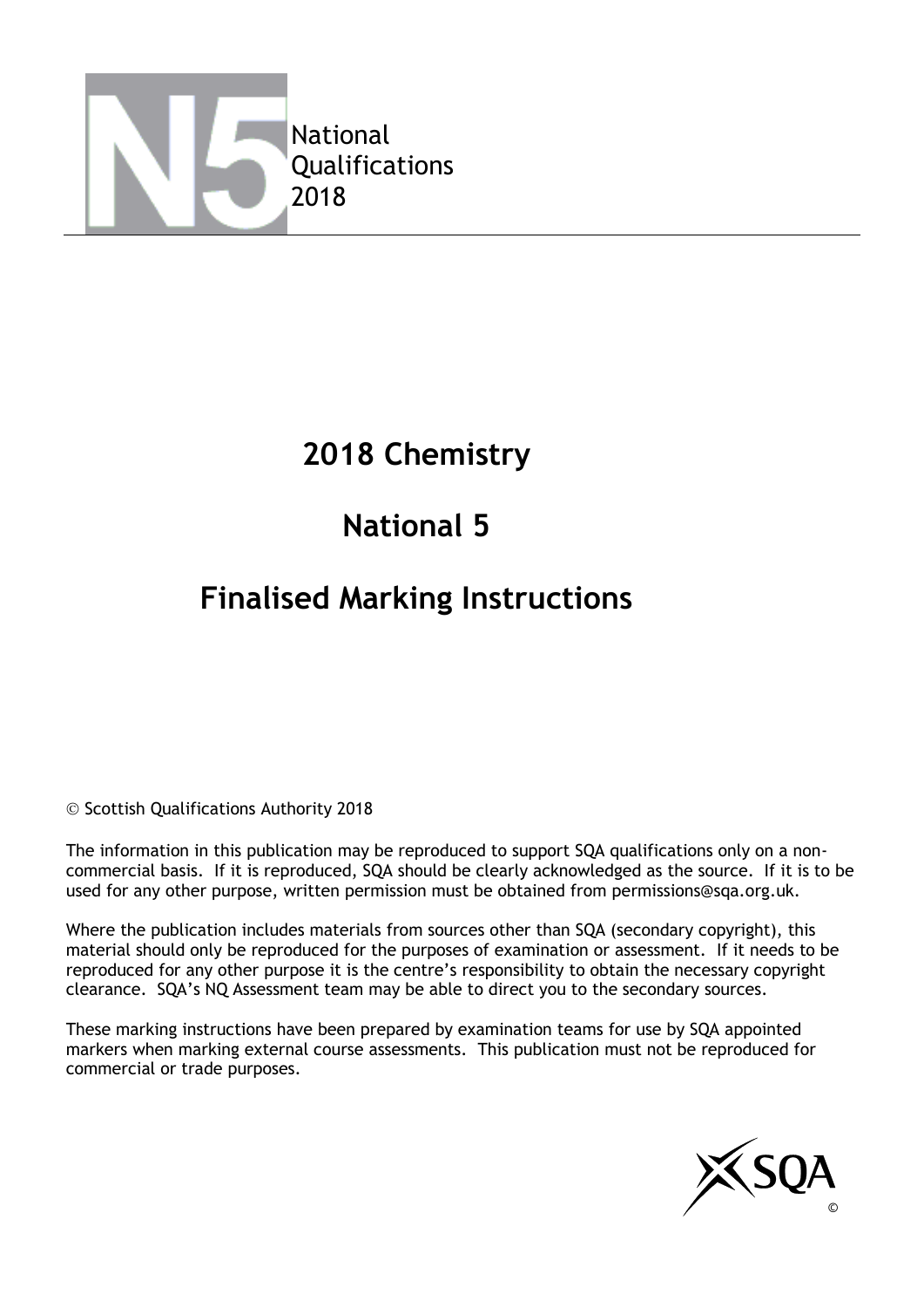National
Qualifications
2018

# 2018 Chemistry

# National 5

# Finalised Marking Instructions

© Scottish Qualifications Authority 2018

The information in this publication may be reproduced to support SQA qualifications only on a non-commercial basis. If it is reproduced, SQA should be clearly acknowledged as the source. If it is to be used for any other purpose, written permission must be obtained from permissions@sqa.org.uk.

Where the publication includes materials from sources other than SQA (secondary copyright), this material should only be reproduced for the purposes of examination or assessment. If it needs to be reproduced for any other purpose it is the centre's responsibility to obtain the necessary copyright clearance. SQA's NQ Assessment team may be able to direct you to the secondary sources.

These marking instructions have been prepared by examination teams for use by SQA appointed markers when marking external course assessments. This publication must not be reproduced for commercial or trade purposes.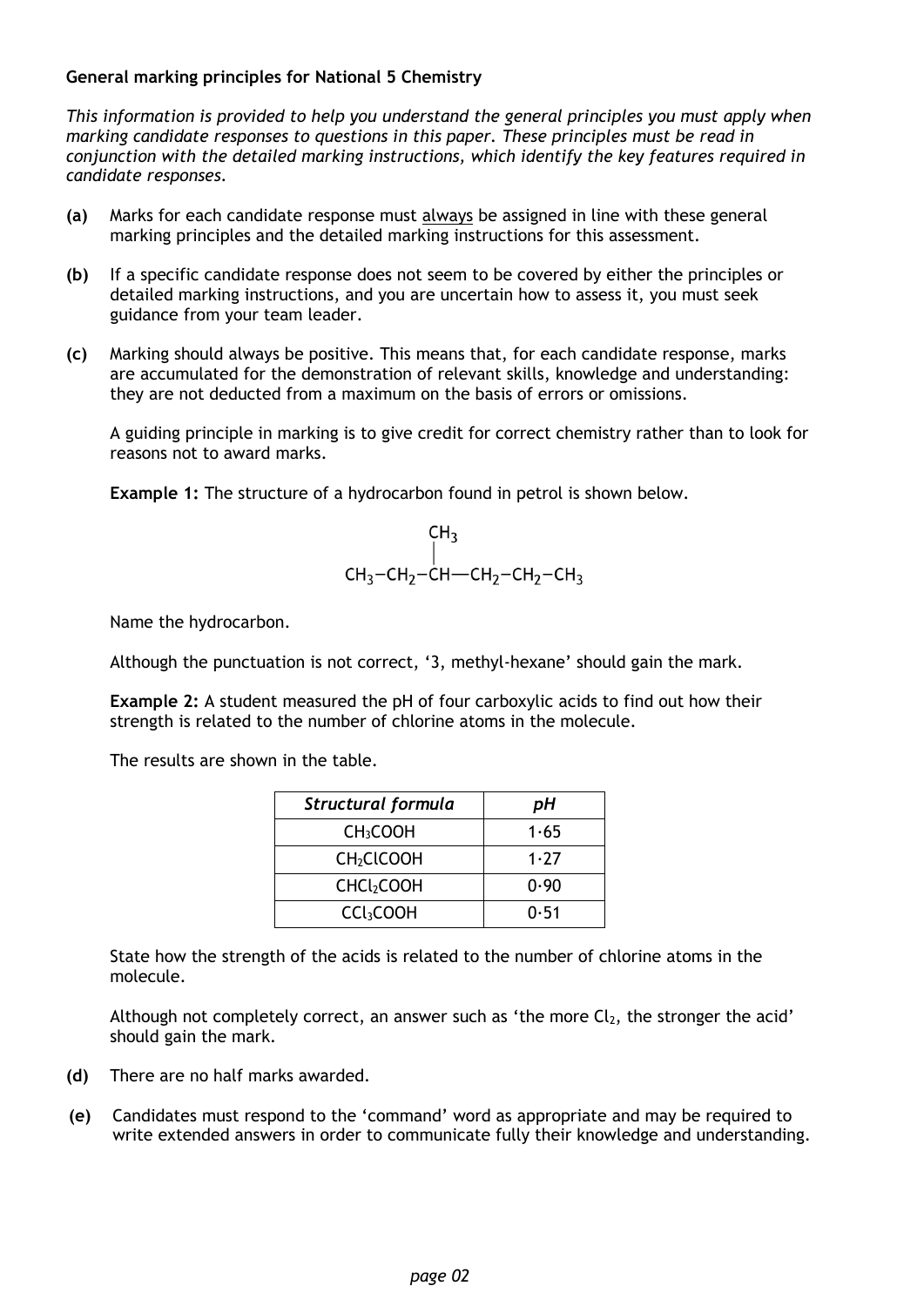**General marking principles for National 5 Chemistry**

*This information is provided to help you understand the general principles you must apply when marking candidate responses to questions in this paper. These principles must be read in conjunction with the detailed marking instructions, which identify the key features required in candidate responses.*

**(a)** Marks for each candidate response must <u>always</u> be assigned in line with these general marking principles and the detailed marking instructions for this assessment.

**(b)** If a specific candidate response does not seem to be covered by either the principles or detailed marking instructions, and you are uncertain how to assess it, you must seek guidance from your team leader.

**(c)** Marking should always be positive. This means that, for each candidate response, marks are accumulated for the demonstration of relevant skills, knowledge and understanding: they are not deducted from a maximum on the basis of errors or omissions.

A guiding principle in marking is to give credit for correct chemistry rather than to look for reasons not to award marks.

**Example 1:** The structure of a hydrocarbon found in petrol is shown below.

```
              CH3
              |
CH3—CH2—CH—CH2—CH2—CH3
```

Name the hydrocarbon.

Although the punctuation is not correct, '3, methyl-hexane' should gain the mark.

**Example 2:** A student measured the pH of four carboxylic acids to find out how their strength is related to the number of chlorine atoms in the molecule.

The results are shown in the table.

| *Structural formula* | *pH* |
|---|---|
| $CH_3COOH$ | 1·65 |
| $CH_2ClCOOH$ | 1·27 |
| $CHCl_2COOH$ | 0·90 |
| $CCl_3COOH$ | 0·51 |

State how the strength of the acids is related to the number of chlorine atoms in the molecule.

Although not completely correct, an answer such as 'the more $Cl_2$, the stronger the acid' should gain the mark.

**(d)** There are no half marks awarded.

**(e)** Candidates must respond to the 'command' word as appropriate and may be required to write extended answers in order to communicate fully their knowledge and understanding.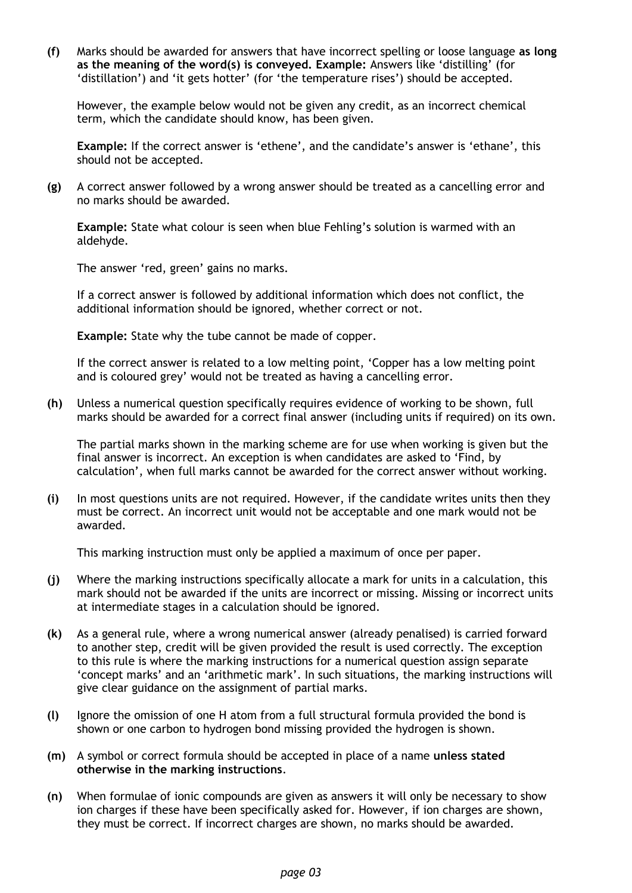**(f)** Marks should be awarded for answers that have incorrect spelling or loose language **as long as the meaning of the word(s) is conveyed. Example:** Answers like 'distilling' (for 'distillation') and 'it gets hotter' (for 'the temperature rises') should be accepted.

However, the example below would not be given any credit, as an incorrect chemical term, which the candidate should know, has been given.

**Example:** If the correct answer is 'ethene', and the candidate's answer is 'ethane', this should not be accepted.

**(g)** A correct answer followed by a wrong answer should be treated as a cancelling error and no marks should be awarded.

**Example:** State what colour is seen when blue Fehling's solution is warmed with an aldehyde.

The answer 'red, green' gains no marks.

If a correct answer is followed by additional information which does not conflict, the additional information should be ignored, whether correct or not.

**Example:** State why the tube cannot be made of copper.

If the correct answer is related to a low melting point, 'Copper has a low melting point and is coloured grey' would not be treated as having a cancelling error.

**(h)** Unless a numerical question specifically requires evidence of working to be shown, full marks should be awarded for a correct final answer (including units if required) on its own.

The partial marks shown in the marking scheme are for use when working is given but the final answer is incorrect. An exception is when candidates are asked to 'Find, by calculation', when full marks cannot be awarded for the correct answer without working.

**(i)** In most questions units are not required. However, if the candidate writes units then they must be correct. An incorrect unit would not be acceptable and one mark would not be awarded.

This marking instruction must only be applied a maximum of once per paper.

**(j)** Where the marking instructions specifically allocate a mark for units in a calculation, this mark should not be awarded if the units are incorrect or missing. Missing or incorrect units at intermediate stages in a calculation should be ignored.

**(k)** As a general rule, where a wrong numerical answer (already penalised) is carried forward to another step, credit will be given provided the result is used correctly. The exception to this rule is where the marking instructions for a numerical question assign separate 'concept marks' and an 'arithmetic mark'. In such situations, the marking instructions will give clear guidance on the assignment of partial marks.

**(l)** Ignore the omission of one H atom from a full structural formula provided the bond is shown or one carbon to hydrogen bond missing provided the hydrogen is shown.

**(m)** A symbol or correct formula should be accepted in place of a name **unless stated otherwise in the marking instructions**.

**(n)** When formulae of ionic compounds are given as answers it will only be necessary to show ion charges if these have been specifically asked for. However, if ion charges are shown, they must be correct. If incorrect charges are shown, no marks should be awarded.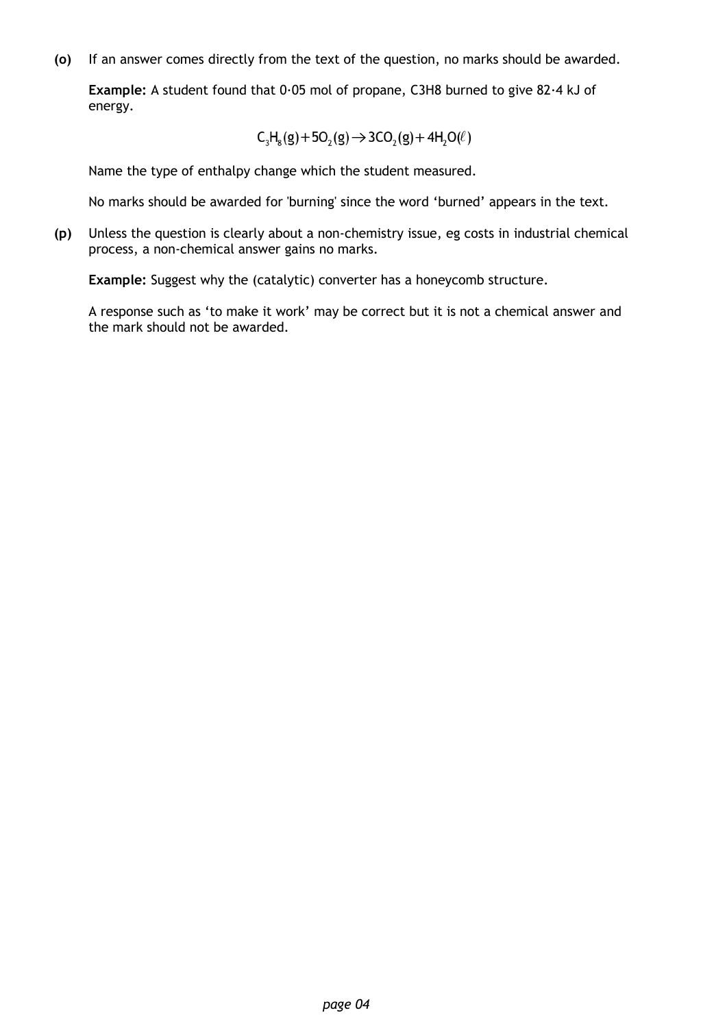**(o)** If an answer comes directly from the text of the question, no marks should be awarded.

**Example:** A student found that 0·05 mol of propane, C3H8 burned to give 82·4 kJ of energy.

$$C_3H_8(g) + 5O_2(g) \rightarrow 3CO_2(g) + 4H_2O(\ell)$$

Name the type of enthalpy change which the student measured.

No marks should be awarded for 'burning' since the word 'burned' appears in the text.

**(p)** Unless the question is clearly about a non-chemistry issue, eg costs in industrial chemical process, a non-chemical answer gains no marks.

**Example:** Suggest why the (catalytic) converter has a honeycomb structure.

A response such as 'to make it work' may be correct but it is not a chemical answer and the mark should not be awarded.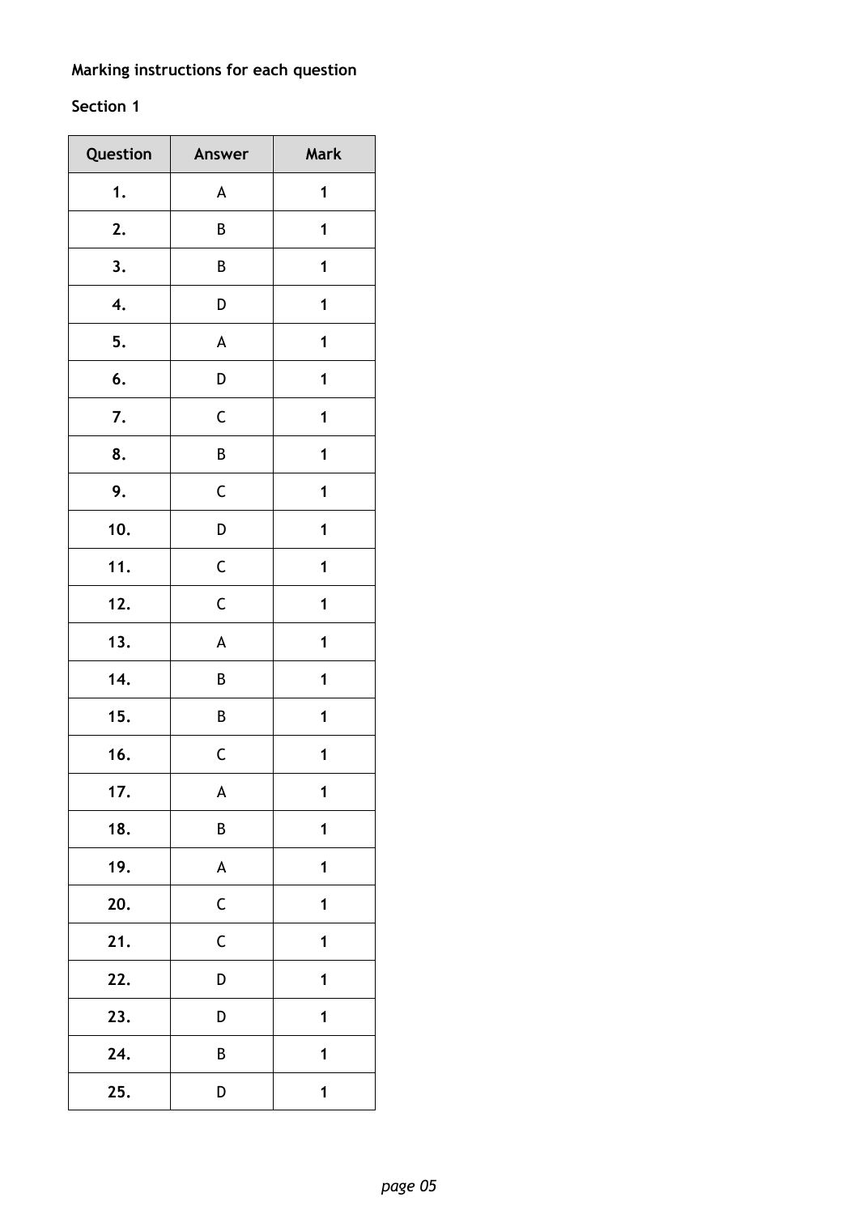**Marking instructions for each question**

**Section 1**

| Question | Answer | Mark |
|---|---|---|
| 1. | A | 1 |
| 2. | B | 1 |
| 3. | B | 1 |
| 4. | D | 1 |
| 5. | A | 1 |
| 6. | D | 1 |
| 7. | C | 1 |
| 8. | B | 1 |
| 9. | C | 1 |
| 10. | D | 1 |
| 11. | C | 1 |
| 12. | C | 1 |
| 13. | A | 1 |
| 14. | B | 1 |
| 15. | B | 1 |
| 16. | C | 1 |
| 17. | A | 1 |
| 18. | B | 1 |
| 19. | A | 1 |
| 20. | C | 1 |
| 21. | C | 1 |
| 22. | D | 1 |
| 23. | D | 1 |
| 24. | B | 1 |
| 25. | D | 1 |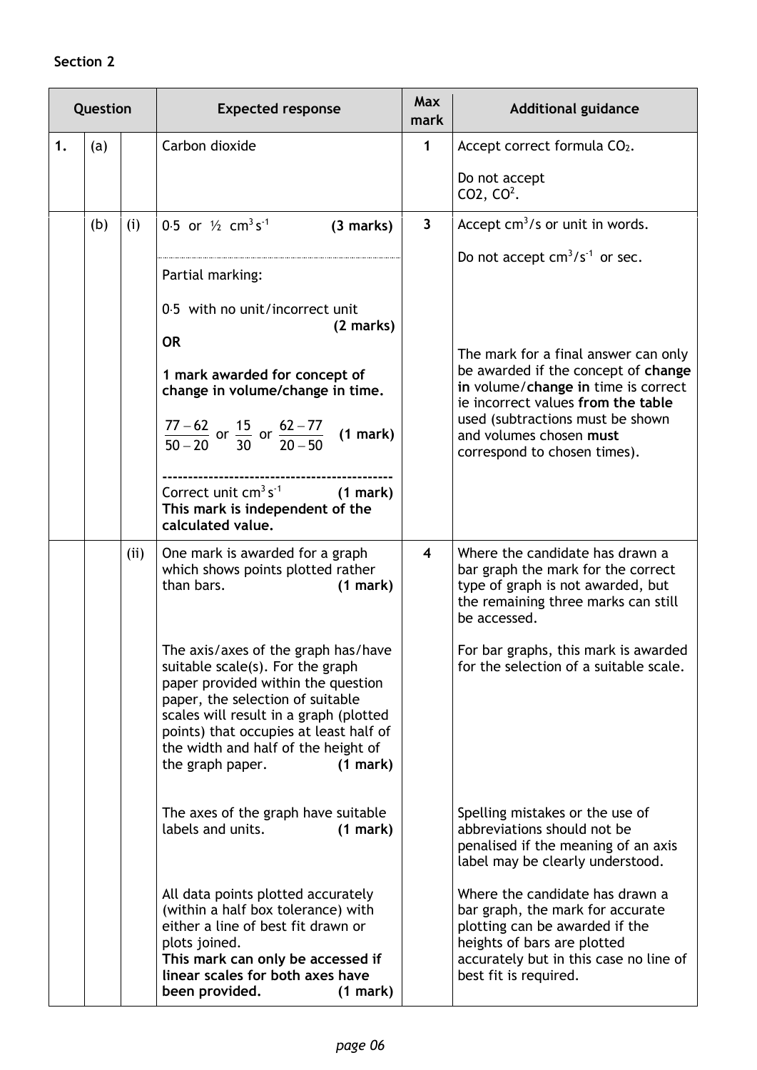**Section 2**

| Question | | | Expected response | Max mark | Additional guidance |
|---|---|---|---|---|---|
| 1. | (a) | | Carbon dioxide | 1 | Accept correct formula $CO_2$.<br><br>Do not accept<br>CO2, $CO^2$. |
| | (b) | (i) | 0·5 or ½ $cm^3 s^{-1}$ **(3 marks)**<br><br>Partial marking:<br><br>0·5 with no unit/incorrect unit **(2 marks)**<br>**OR**<br><br>**1 mark awarded for concept of change in volume/change in time.**<br><br>$\frac{77-62}{50-20}$ or $\frac{15}{30}$ or $\frac{62-77}{20-50}$ **(1 mark)**<br><br>--------------------------------------------<br>Correct unit $cm^3 s^{-1}$ **(1 mark)**<br>**This mark is independent of the calculated value.** | 3 | Accept $cm^3/s$ or unit in words.<br><br>Do not accept $cm^3/s^{-1}$ or sec.<br><br>The mark for a final answer can only be awarded if the concept of **change in** volume/**change in** time is correct ie incorrect values **from the table** used (subtractions must be shown and volumes chosen **must** correspond to chosen times). |
| | | (ii) | One mark is awarded for a graph which shows points plotted rather than bars. **(1 mark)**<br><br>The axis/axes of the graph has/have suitable scale(s). For the graph paper provided within the question paper, the selection of suitable scales will result in a graph (plotted points) that occupies at least half of the width and half of the height of the graph paper. **(1 mark)**<br><br>The axes of the graph have suitable labels and units. **(1 mark)**<br><br>All data points plotted accurately (within a half box tolerance) with either a line of best fit drawn or plots joined.<br>**This mark can only be accessed if linear scales for both axes have been provided. (1 mark)** | 4 | Where the candidate has drawn a bar graph the mark for the correct type of graph is not awarded, but the remaining three marks can still be accessed.<br><br>For bar graphs, this mark is awarded for the selection of a suitable scale.<br><br>Spelling mistakes or the use of abbreviations should not be penalised if the meaning of an axis label may be clearly understood.<br><br>Where the candidate has drawn a bar graph, the mark for accurate plotting can be awarded if the heights of bars are plotted accurately but in this case no line of best fit is required. |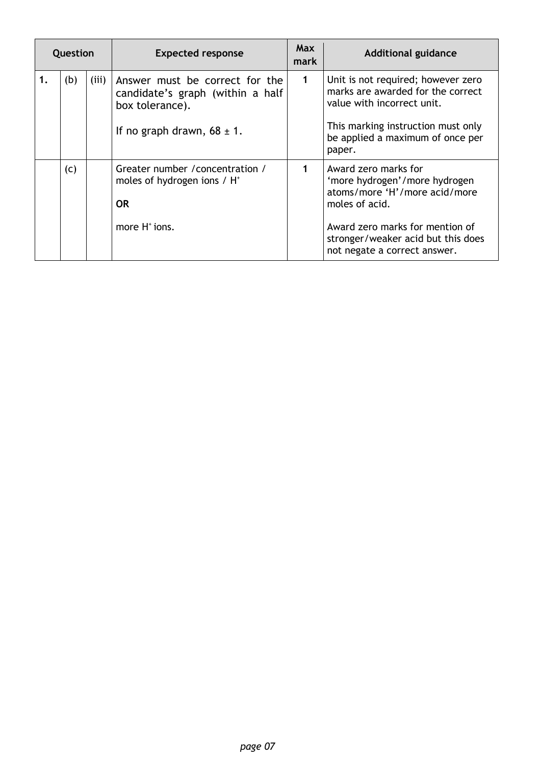| Question | | | Expected response | Max mark | Additional guidance |
|---|---|---|---|---|---|
| 1. | (b) | (iii) | Answer must be correct for the candidate's graph (within a half box tolerance).<br><br>If no graph drawn, 68 ± 1. | 1 | Unit is not required; however zero marks are awarded for the correct value with incorrect unit.<br><br>This marking instruction must only be applied a maximum of once per paper. |
| | (c) | | Greater number / concentration / moles of hydrogen ions / $H^+$<br><br>**OR**<br><br>more $H^+$ ions. | 1 | Award zero marks for 'more hydrogen'/more hydrogen atoms/more 'H'/more acid/more moles of acid.<br><br>Award zero marks for mention of stronger/weaker acid but this does not negate a correct answer. |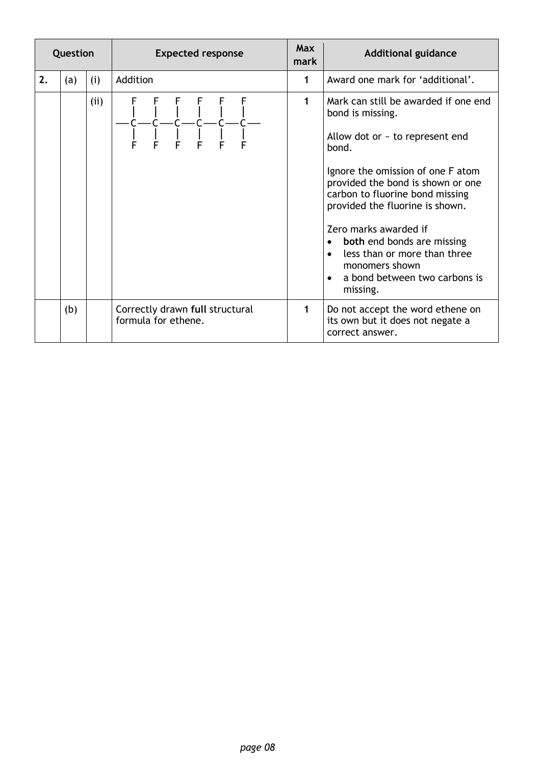| Question | | | Expected response | Max mark | Additional guidance |
|---|---|---|---|---|---|
| 2. | (a) | (i) | Addition | 1 | Award one mark for 'additional'. |
| | | (ii) | Structural formula: six carbons joined in a chain, each C bonded to one F above and one F below, with open bonds at both ends: —C(F)(F)—C(F)(F)—C(F)(F)—C(F)(F)—C(F)(F)—C(F)(F)— | 1 | Mark can still be awarded if one end bond is missing.<br><br>Allow dot or ~ to represent end bond.<br><br>Ignore the omission of one F atom provided the bond is shown or one carbon to fluorine bond missing provided the fluorine is shown.<br><br>Zero marks awarded if<br>• **both** end bonds are missing<br>• less than or more than three monomers shown<br>• a bond between two carbons is missing. |
| | (b) | | Correctly drawn **full** structural formula for ethene. | 1 | Do not accept the word ethene on its own but it does not negate a correct answer. |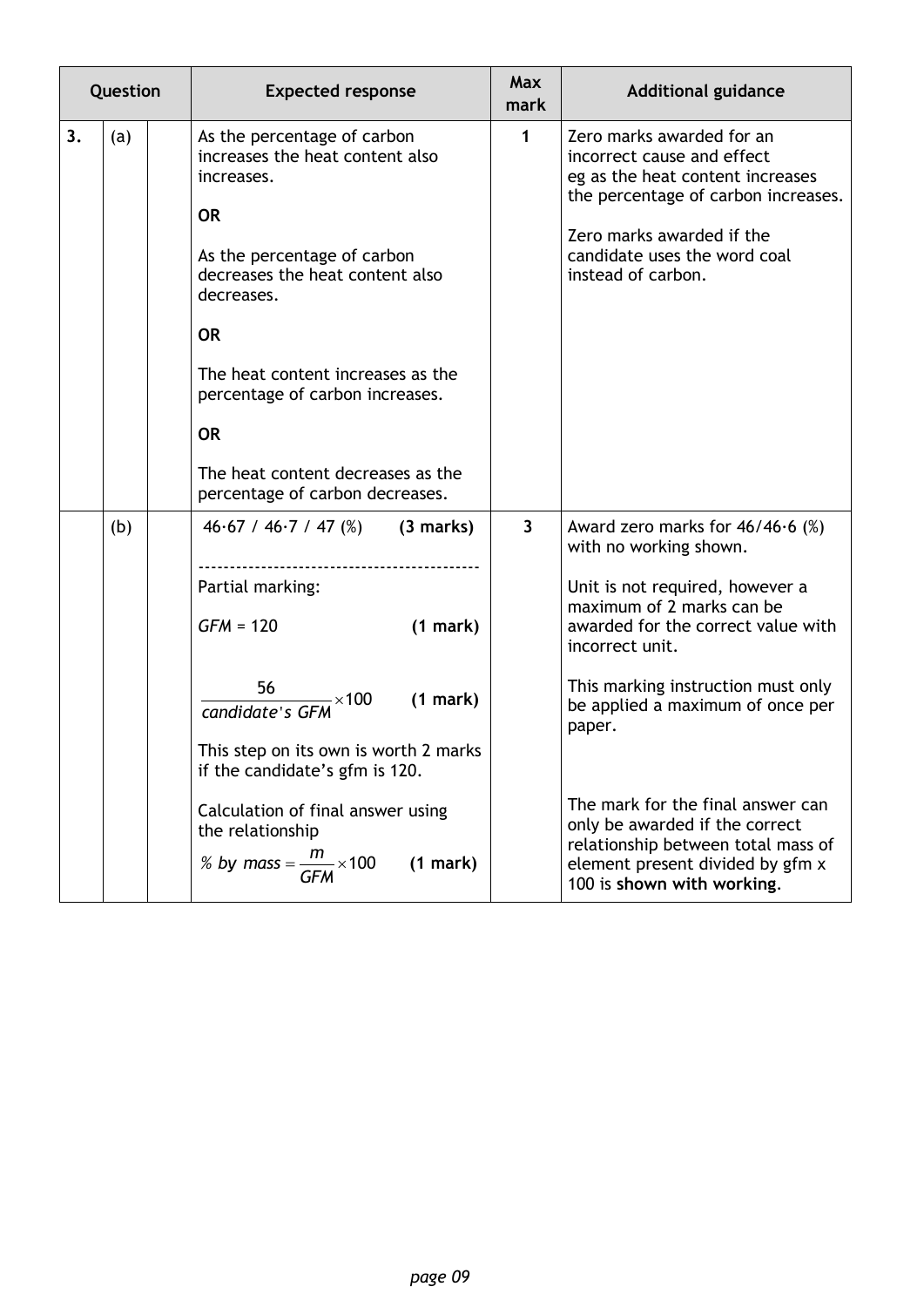| Question | | | Expected response | Max mark | Additional guidance |
|---|---|---|---|---|---|
| 3. | (a) | | As the percentage of carbon increases the heat content also increases.<br><br>**OR**<br><br>As the percentage of carbon decreases the heat content also decreases.<br><br>**OR**<br><br>The heat content increases as the percentage of carbon increases.<br><br>**OR**<br><br>The heat content decreases as the percentage of carbon decreases. | 1 | Zero marks awarded for an incorrect cause and effect eg as the heat content increases the percentage of carbon increases.<br><br>Zero marks awarded if the candidate uses the word coal instead of carbon. |
| | (b) | | 46·67 / 46·7 / 47 (%) **(3 marks)**<br>--------------------------------------------<br>Partial marking:<br><br>*GFM* = 120 **(1 mark)**<br><br>$\frac{56}{candidate's\ GFM} \times 100$ **(1 mark)**<br><br>This step on its own is worth 2 marks if the candidate's gfm is 120.<br><br>Calculation of final answer using the relationship<br>$\%\ by\ mass = \frac{m}{GFM} \times 100$ **(1 mark)** | 3 | Award zero marks for 46/46·6 (%) with no working shown.<br><br>Unit is not required, however a maximum of 2 marks can be awarded for the correct value with incorrect unit.<br><br>This marking instruction must only be applied a maximum of once per paper.<br><br>The mark for the final answer can only be awarded if the correct relationship between total mass of element present divided by gfm x 100 is **shown with working**. |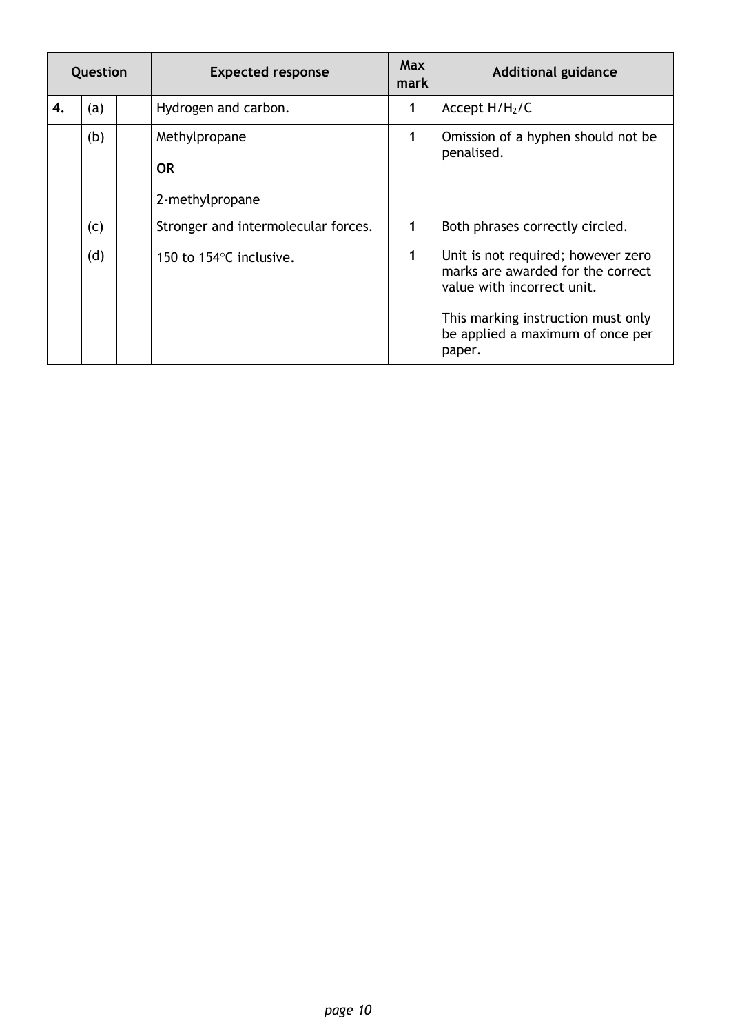| Question | | | Expected response | Max mark | Additional guidance |
|---|---|---|---|---|---|
| 4. | (a) | | Hydrogen and carbon. | 1 | Accept $H/H_2/C$ |
| | (b) | | Methylpropane<br><br>**OR**<br><br>2-methylpropane | 1 | Omission of a hyphen should not be penalised. |
| | (c) | | Stronger and intermolecular forces. | 1 | Both phrases correctly circled. |
| | (d) | | 150 to 154°C inclusive. | 1 | Unit is not required; however zero marks are awarded for the correct value with incorrect unit.<br><br>This marking instruction must only be applied a maximum of once per paper. |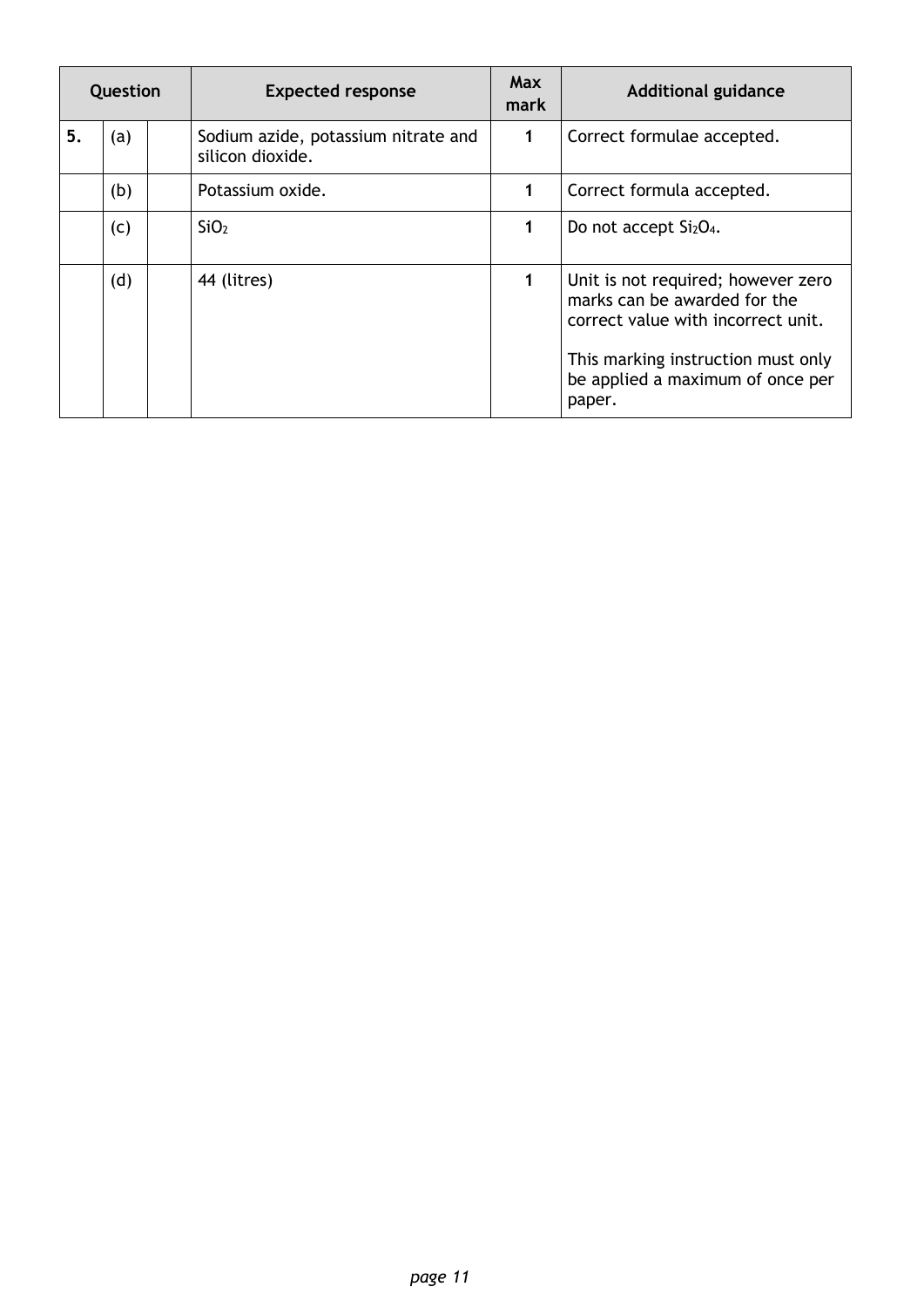| Question | | | Expected response | Max mark | Additional guidance |
|---|---|---|---|---|---|
| 5. | (a) | | Sodium azide, potassium nitrate and silicon dioxide. | 1 | Correct formulae accepted. |
| | (b) | | Potassium oxide. | 1 | Correct formula accepted. |
| | (c) | | $SiO_2$ | 1 | Do not accept $Si_2O_4$. |
| | (d) | | 44 (litres) | 1 | Unit is not required; however zero marks can be awarded for the correct value with incorrect unit.<br><br>This marking instruction must only be applied a maximum of once per paper. |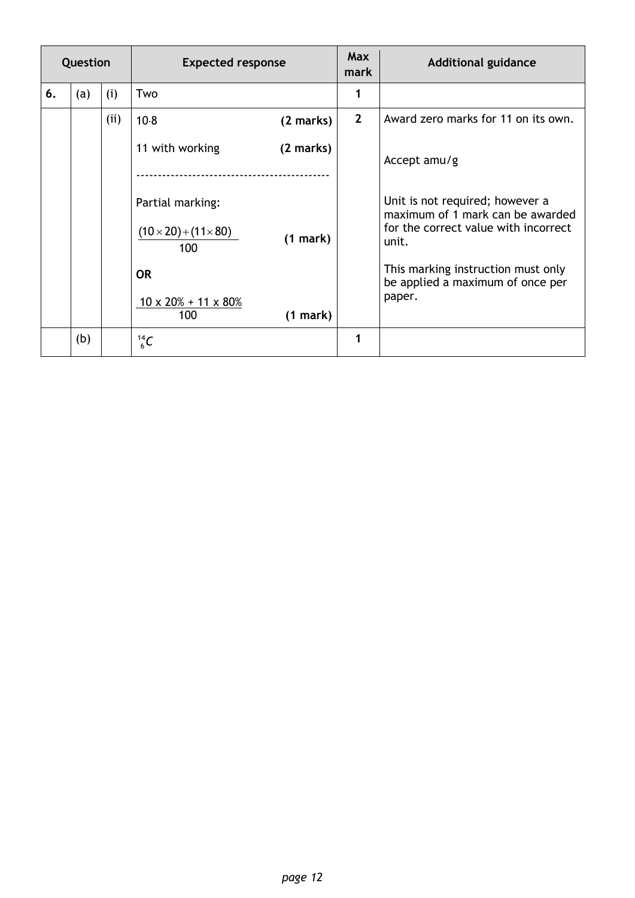| Question | | | Expected response | Max mark | Additional guidance |
|---|---|---|---|---|---|
| 6. | (a) | (i) | Two | 1 | |
| | | (ii) | 10·8 **(2 marks)**<br><br>11 with working **(2 marks)**<br><br>--------------------------------------------<br><br>Partial marking:<br><br>$\frac{(10 \times 20) + (11 \times 80)}{100}$ **(1 mark)**<br><br>**OR**<br><br>$\frac{10 \times 20\% + 11 \times 80\%}{100}$ **(1 mark)** | 2 | Award zero marks for 11 on its own.<br><br>Accept amu/g<br><br>Unit is not required; however a maximum of 1 mark can be awarded for the correct value with incorrect unit.<br><br>This marking instruction must only be applied a maximum of once per paper. |
| | (b) | | ${}^{14}_{6}C$ | 1 | |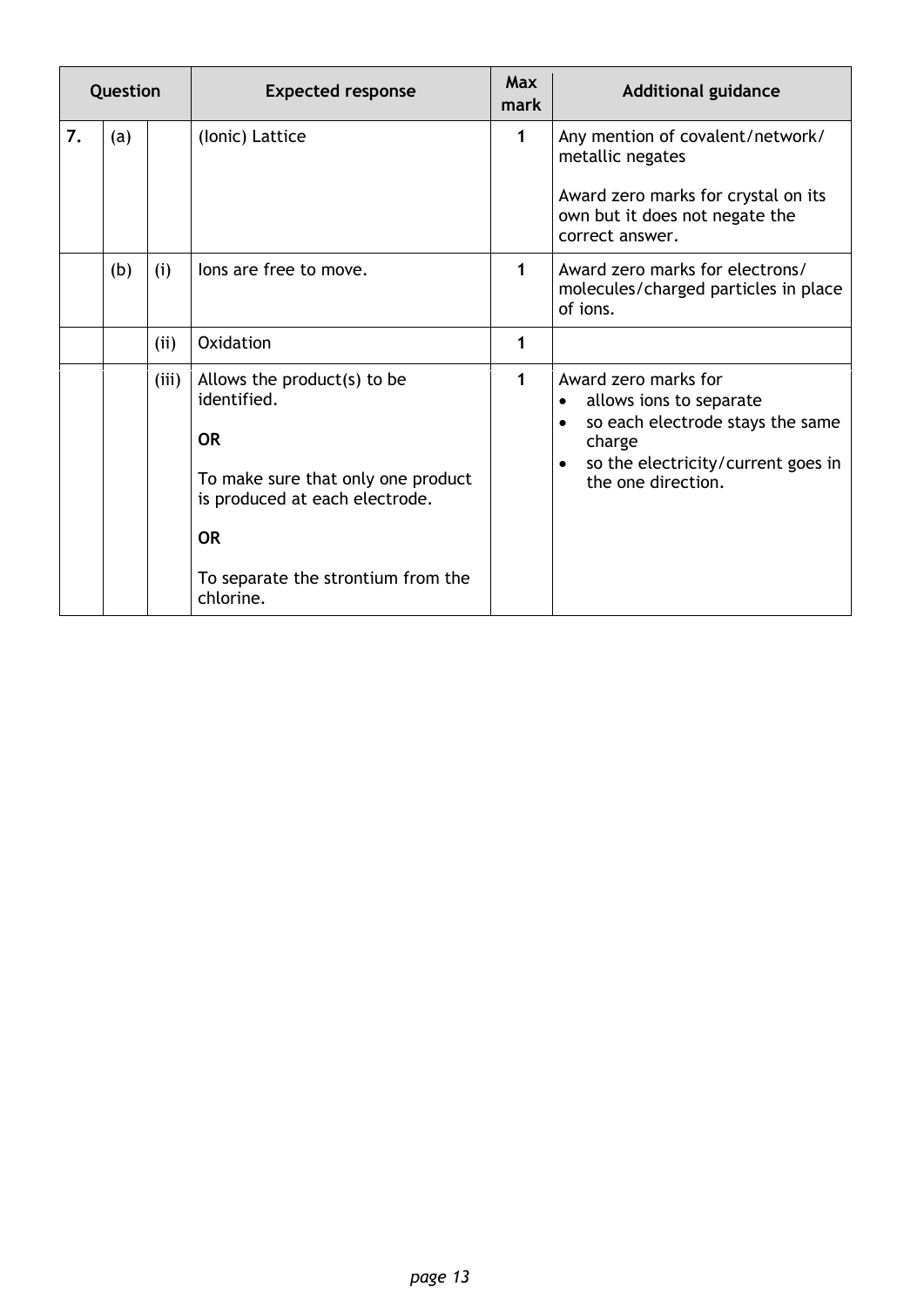| Question | | | Expected response | Max mark | Additional guidance |
|---|---|---|---|---|---|
| **7.** | (a) | | (Ionic) Lattice | **1** | Any mention of covalent/network/metallic negates<br><br>Award zero marks for crystal on its own but it does not negate the correct answer. |
| | (b) | (i) | Ions are free to move. | **1** | Award zero marks for electrons/molecules/charged particles in place of ions. |
| | | (ii) | Oxidation | **1** | |
| | | (iii) | Allows the product(s) to be identified.<br><br>**OR**<br><br>To make sure that only one product is produced at each electrode.<br><br>**OR**<br><br>To separate the strontium from the chlorine. | **1** | Award zero marks for<br>• allows ions to separate<br>• so each electrode stays the same charge<br>• so the electricity/current goes in the one direction. |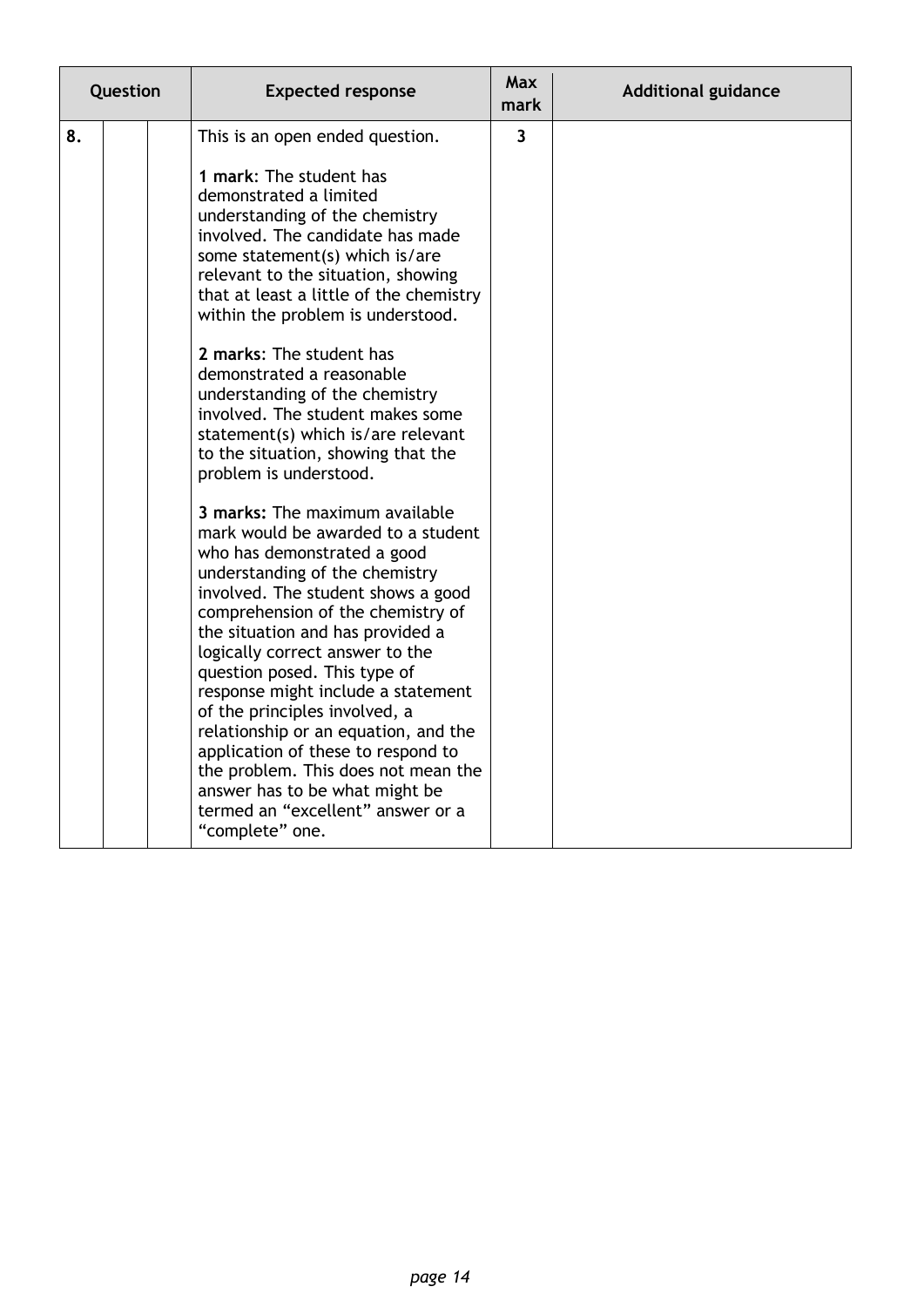| Question | | | Expected response | Max mark | Additional guidance |
|---|---|---|---|---|---|
| 8. | | | This is an open ended question.<br><br>**1 mark**: The student has demonstrated a limited understanding of the chemistry involved. The candidate has made some statement(s) which is/are relevant to the situation, showing that at least a little of the chemistry within the problem is understood.<br><br>**2 marks**: The student has demonstrated a reasonable understanding of the chemistry involved. The student makes some statement(s) which is/are relevant to the situation, showing that the problem is understood.<br><br>**3 marks:** The maximum available mark would be awarded to a student who has demonstrated a good understanding of the chemistry involved. The student shows a good comprehension of the chemistry of the situation and has provided a logically correct answer to the question posed. This type of response might include a statement of the principles involved, a relationship or an equation, and the application of these to respond to the problem. This does not mean the answer has to be what might be termed an "excellent" answer or a "complete" one. | **3** | |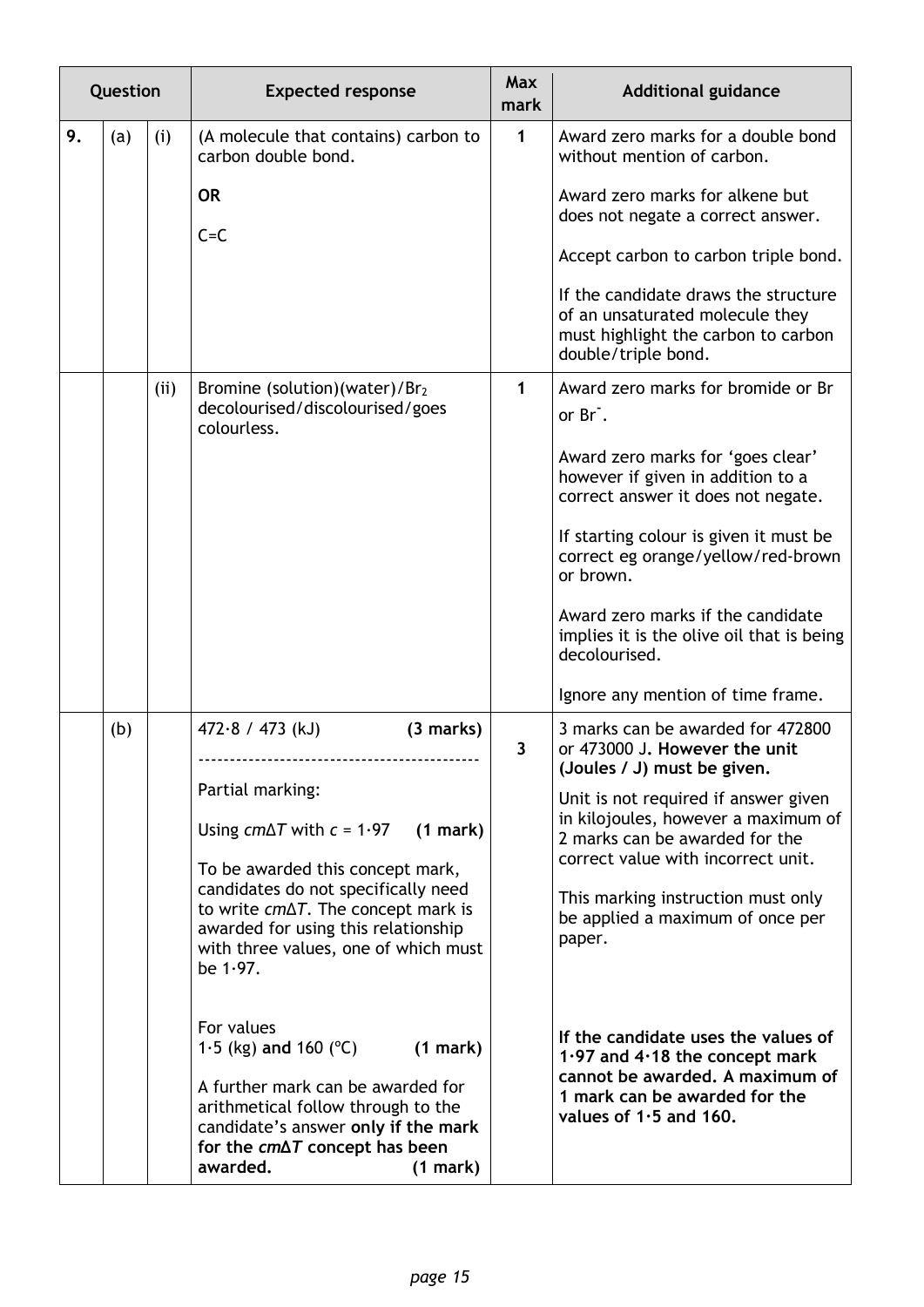| Question | | | Expected response | Max mark | Additional guidance |
|---|---|---|---|---|---|
| 9. | (a) | (i) | (A molecule that contains) carbon to carbon double bond.<br><br>**OR**<br><br>C=C | 1 | Award zero marks for a double bond without mention of carbon.<br><br>Award zero marks for alkene but does not negate a correct answer.<br><br>Accept carbon to carbon triple bond.<br><br>If the candidate draws the structure of an unsaturated molecule they must highlight the carbon to carbon double/triple bond. |
| | | (ii) | Bromine (solution)(water)/$Br_2$ decolourised/discolourised/goes colourless. | 1 | Award zero marks for bromide or Br or $Br^-$.<br><br>Award zero marks for 'goes clear' however if given in addition to a correct answer it does not negate.<br><br>If starting colour is given it must be correct eg orange/yellow/red-brown or brown.<br><br>Award zero marks if the candidate implies it is the olive oil that is being decolourised.<br><br>Ignore any mention of time frame. |
| | (b) | | 472·8 / 473 (kJ) **(3 marks)**<br><br>-------------------------------------------<br><br>Partial marking:<br><br>Using $cm\Delta T$ with $c$ = 1·97 **(1 mark)**<br><br>To be awarded this concept mark, candidates do not specifically need to write $cm\Delta T$. The concept mark is awarded for using this relationship with three values, one of which must be 1·97.<br><br>For values<br>1·5 (kg) **and** 160 (°C) **(1 mark)**<br><br>A further mark can be awarded for arithmetical follow through to the candidate's answer **only if the mark for the $cm\Delta T$ concept has been awarded.** **(1 mark)** | 3 | 3 marks can be awarded for 472800 or 473000 J**. However the unit (Joules / J) must be given.**<br><br>Unit is not required if answer given in kilojoules, however a maximum of 2 marks can be awarded for the correct value with incorrect unit.<br><br>This marking instruction must only be applied a maximum of once per paper.<br><br>**If the candidate uses the values of 1·97 and 4·18 the concept mark cannot be awarded. A maximum of 1 mark can be awarded for the values of 1·5 and 160.** |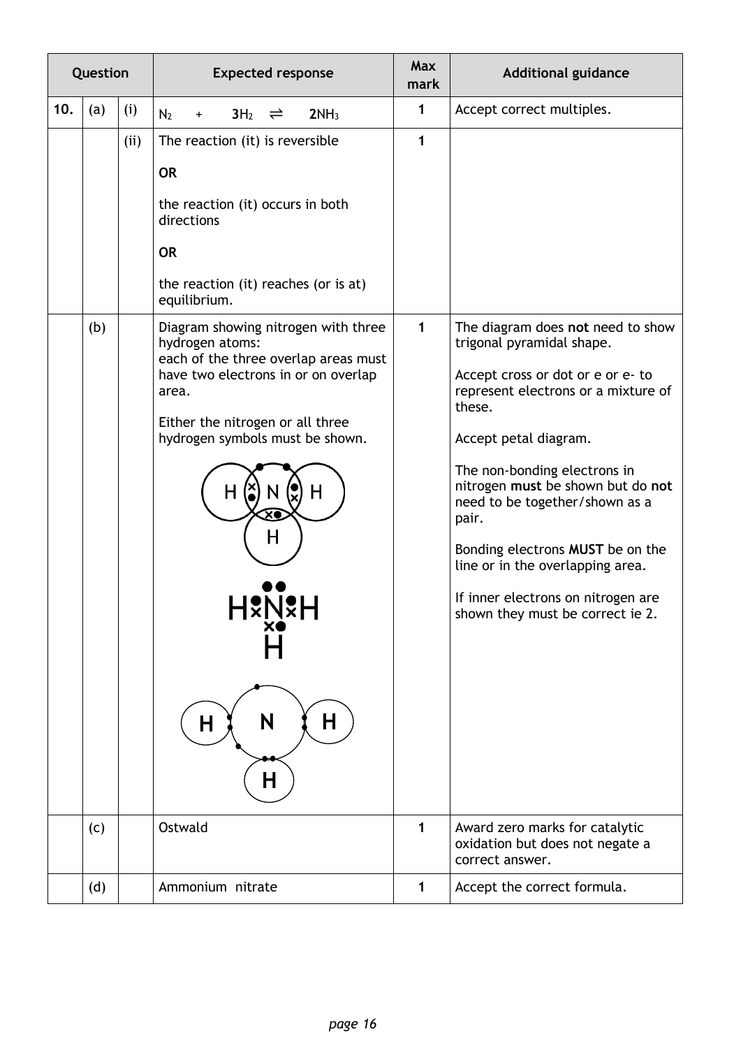| Question | | | Expected response | Max mark | Additional guidance |
|---|---|---|---|---|---|
| 10. | (a) | (i) | $N_2$ + $\mathbf{3}H_2$ ⇌ $\mathbf{2}NH_3$ | 1 | Accept correct multiples. |
| | | (ii) | The reaction (it) is reversible<br><br>**OR**<br><br>the reaction (it) occurs in both directions<br><br>**OR**<br><br>the reaction (it) reaches (or is at) equilibrium. | 1 | |
| | (b) | | Diagram showing nitrogen with three hydrogen atoms:<br>each of the three overlap areas must have two electrons in or on overlap area.<br><br>Either the nitrogen or all three hydrogen symbols must be shown. | 1 | The diagram does **not** need to show trigonal pyramidal shape.<br><br>Accept cross or dot or e or e- to represent electrons or a mixture of these.<br><br>Accept petal diagram.<br><br>The non-bonding electrons in nitrogen **must** be shown but do **not** need to be together/shown as a pair.<br><br>Bonding electrons **MUST** be on the line or in the overlapping area.<br><br>If inner electrons on nitrogen are shown they must be correct ie 2. |
| | (c) | | Ostwald | 1 | Award zero marks for catalytic oxidation but does not negate a correct answer. |
| | (d) | | Ammonium nitrate | 1 | Accept the correct formula. |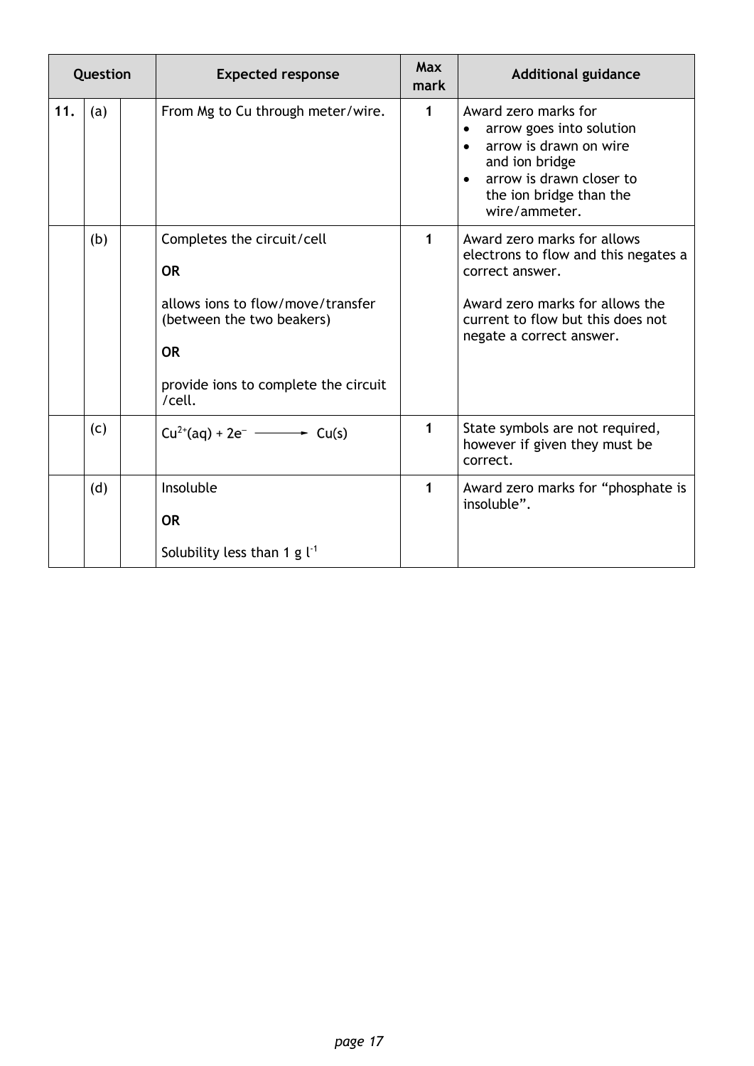| Question | | | Expected response | Max mark | Additional guidance |
|---|---|---|---|---|---|
| 11. | (a) | | From Mg to Cu through meter/wire. | 1 | Award zero marks for<br>• arrow goes into solution<br>• arrow is drawn on wire and ion bridge<br>• arrow is drawn closer to the ion bridge than the wire/ammeter. |
| | (b) | | Completes the circuit/cell<br><br>**OR**<br><br>allows ions to flow/move/transfer (between the two beakers)<br><br>**OR**<br><br>provide ions to complete the circuit /cell. | 1 | Award zero marks for allows electrons to flow and this negates a correct answer.<br><br>Award zero marks for allows the current to flow but this does not negate a correct answer. |
| | (c) | | $Cu^{2+}(aq) + 2e^{-} \longrightarrow Cu(s)$ | 1 | State symbols are not required, however if given they must be correct. |
| | (d) | | Insoluble<br><br>**OR**<br><br>Solubility less than 1 g $l^{-1}$ | 1 | Award zero marks for "phosphate is insoluble". |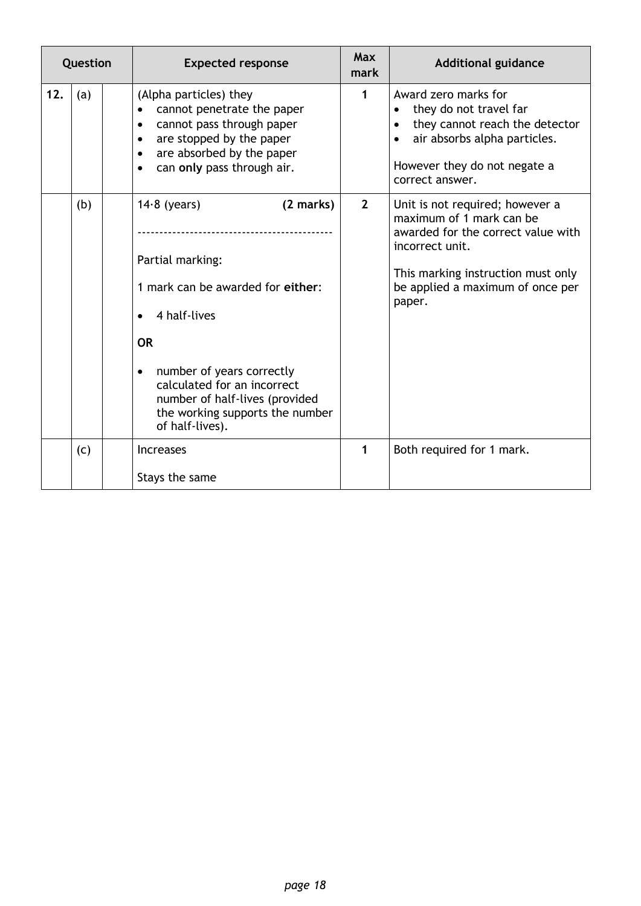| Question | | | Expected response | Max mark | Additional guidance |
|---|---|---|---|---|---|
| 12. | (a) | | (Alpha particles) they<br>• cannot penetrate the paper<br>• cannot pass through paper<br>• are stopped by the paper<br>• are absorbed by the paper<br>• can **only** pass through air. | 1 | Award zero marks for<br>• they do not travel far<br>• they cannot reach the detector<br>• air absorbs alpha particles.<br><br>However they do not negate a correct answer. |
| | (b) | | 14·8 (years) **(2 marks)**<br><br>--------------------------------------------<br><br>Partial marking:<br><br>1 mark can be awarded for **either**:<br><br>• 4 half-lives<br><br>**OR**<br><br>• number of years correctly calculated for an incorrect number of half-lives (provided the working supports the number of half-lives). | 2 | Unit is not required; however a maximum of 1 mark can be awarded for the correct value with incorrect unit.<br><br>This marking instruction must only be applied a maximum of once per paper. |
| | (c) | | Increases<br><br>Stays the same | 1 | Both required for 1 mark. |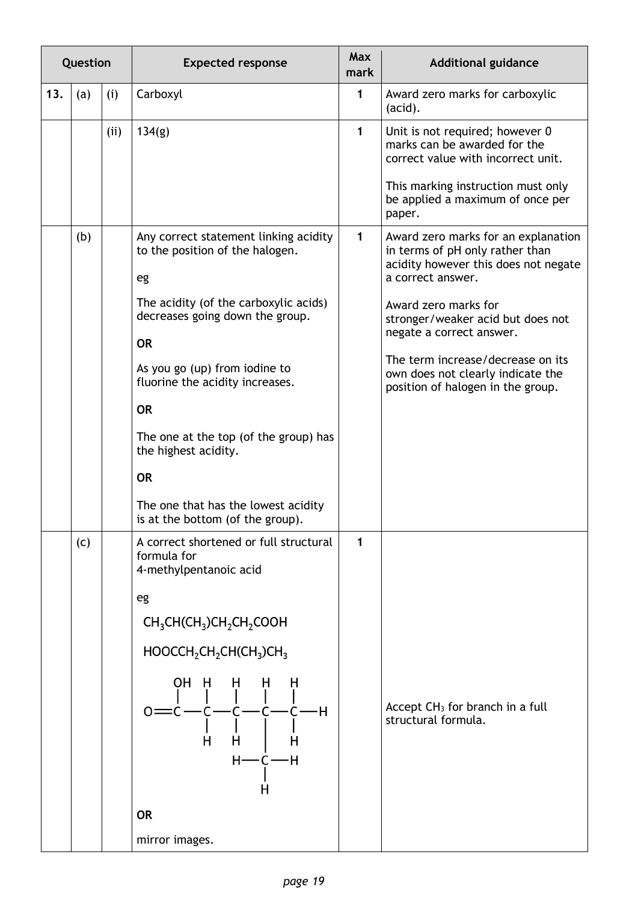| Question | | | Expected response | Max mark | Additional guidance |
|---|---|---|---|---|---|
| 13. | (a) | (i) | Carboxyl | 1 | Award zero marks for carboxylic (acid). |
| | | (ii) | 134(g) | 1 | Unit is not required; however 0 marks can be awarded for the correct value with incorrect unit.<br><br>This marking instruction must only be applied a maximum of once per paper. |
| | (b) | | Any correct statement linking acidity to the position of the halogen.<br><br>eg<br><br>The acidity (of the carboxylic acids) decreases going down the group.<br><br>**OR**<br><br>As you go (up) from iodine to fluorine the acidity increases.<br><br>**OR**<br><br>The one at the top (of the group) has the highest acidity.<br><br>**OR**<br><br>The one that has the lowest acidity is at the bottom (of the group). | 1 | Award zero marks for an explanation in terms of pH only rather than acidity however this does not negate a correct answer.<br><br>Award zero marks for stronger/weaker acid but does not negate a correct answer.<br><br>The term increase/decrease on its own does not clearly indicate the position of halogen in the group. |
| | (c) | | A correct shortened or full structural formula for 4-methylpentanoic acid<br><br>eg<br><br>$CH_3CH(CH_3)CH_2CH_2COOH$<br><br>$HOOCCH_2CH_2CH(CH_3)CH_3$<br><br>(full structural formula: O=C(OH)–CH₂–CH₂–CH(CH₃)–CH₃ drawn with all bonds)<br><br>**OR**<br><br>mirror images. | 1 | Accept $CH_3$ for branch in a full structural formula. |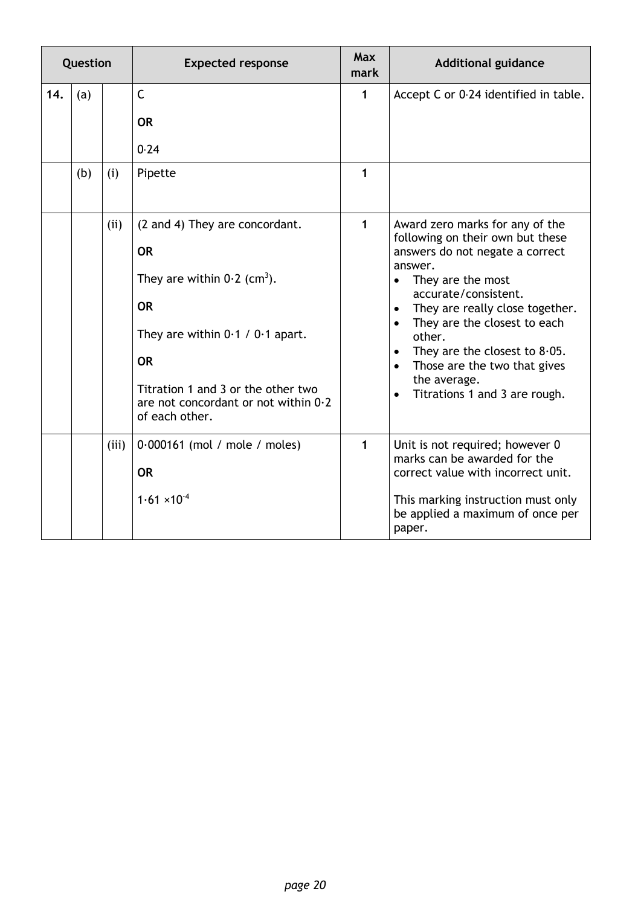| Question | | | Expected response | Max mark | Additional guidance |
|---|---|---|---|---|---|
| 14. | (a) | | C<br><br>**OR**<br><br>0·24 | 1 | Accept C or 0·24 identified in table. |
| | (b) | (i) | Pipette | 1 | |
| | | (ii) | (2 and 4) They are concordant.<br><br>**OR**<br><br>They are within 0·2 ($cm^3$).<br><br>**OR**<br><br>They are within 0·1 / 0·1 apart.<br><br>**OR**<br><br>Titration 1 and 3 or the other two are not concordant or not within 0·2 of each other. | 1 | Award zero marks for any of the following on their own but these answers do not negate a correct answer.<br>• They are the most accurate/consistent.<br>• They are really close together.<br>• They are the closest to each other.<br>• They are the closest to 8·05.<br>• Those are the two that gives the average.<br>• Titrations 1 and 3 are rough. |
| | | (iii) | 0·000161 (mol / mole / moles)<br><br>**OR**<br><br>$1·61 \times 10^{-4}$ | 1 | Unit is not required; however 0 marks can be awarded for the correct value with incorrect unit.<br><br>This marking instruction must only be applied a maximum of once per paper. |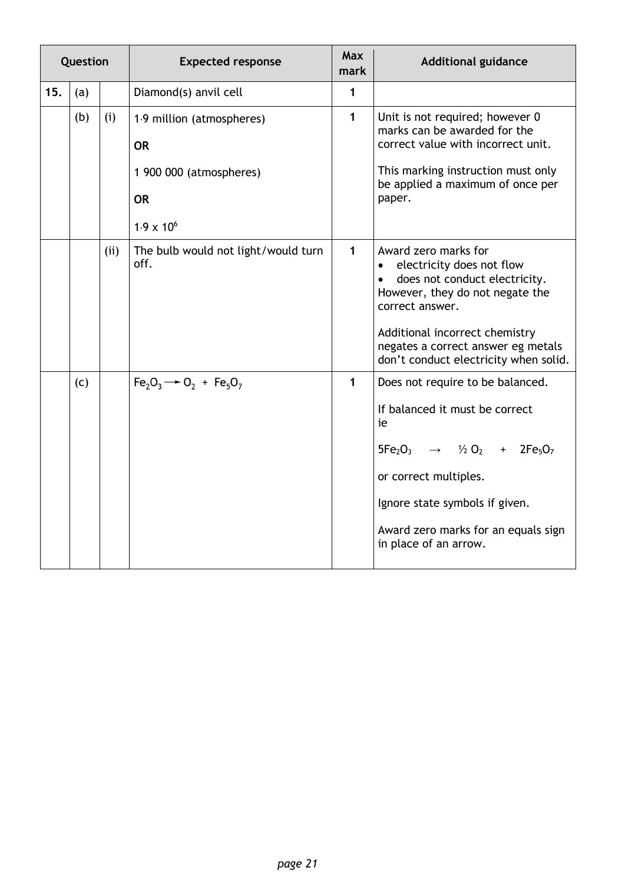| Question | | | Expected response | Max mark | Additional guidance |
|---|---|---|---|---|---|
| 15. | (a) | | Diamond(s) anvil cell | 1 | |
| | (b) | (i) | 1·9 million (atmospheres)<br><br>**OR**<br><br>1 900 000 (atmospheres)<br><br>**OR**<br><br>$1{\cdot}9 \times 10^6$ | 1 | Unit is not required; however 0 marks can be awarded for the correct value with incorrect unit.<br><br>This marking instruction must only be applied a maximum of once per paper. |
| | | (ii) | The bulb would not light/would turn off. | 1 | Award zero marks for<br>• electricity does not flow<br>• does not conduct electricity.<br>However, they do not negate the correct answer.<br><br>Additional incorrect chemistry negates a correct answer eg metals don't conduct electricity when solid. |
| | (c) | | $Fe_2O_3 \rightarrow O_2 + Fe_5O_7$ | 1 | Does not require to be balanced.<br><br>If balanced it must be correct ie<br><br>$5Fe_2O_3 \rightarrow \frac{1}{2}O_2 + 2Fe_5O_7$<br><br>or correct multiples.<br><br>Ignore state symbols if given.<br><br>Award zero marks for an equals sign in place of an arrow. |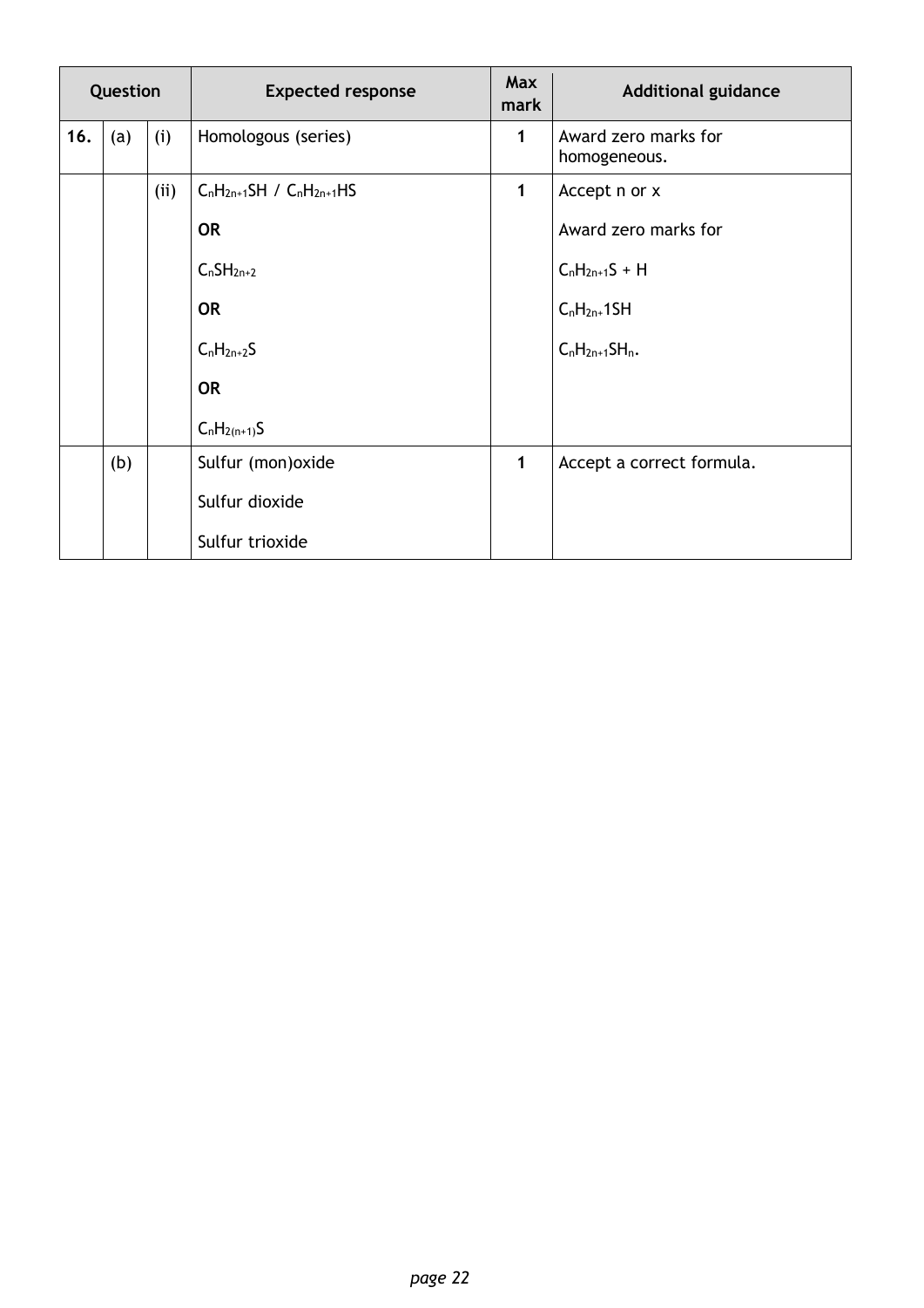| Question | | | Expected response | Max mark | Additional guidance |
|---|---|---|---|---|---|
| 16. | (a) | (i) | Homologous (series) | 1 | Award zero marks for homogeneous. |
| | | (ii) | $C_nH_{2n+1}SH$ / $C_nH_{2n+1}HS$<br><br>**OR**<br><br>$C_nSH_{2n+2}$<br><br>**OR**<br><br>$C_nH_{2n+2}S$<br><br>**OR**<br><br>$C_nH_{2(n+1)}S$ | 1 | Accept n or x<br><br>Award zero marks for<br><br>$C_nH_{2n+1}S + H$<br><br>$C_nH_{2n+}1SH$<br><br>$C_nH_{2n+1}SH_n$. |
| | (b) | | Sulfur (mon)oxide<br><br>Sulfur dioxide<br><br>Sulfur trioxide | 1 | Accept a correct formula. |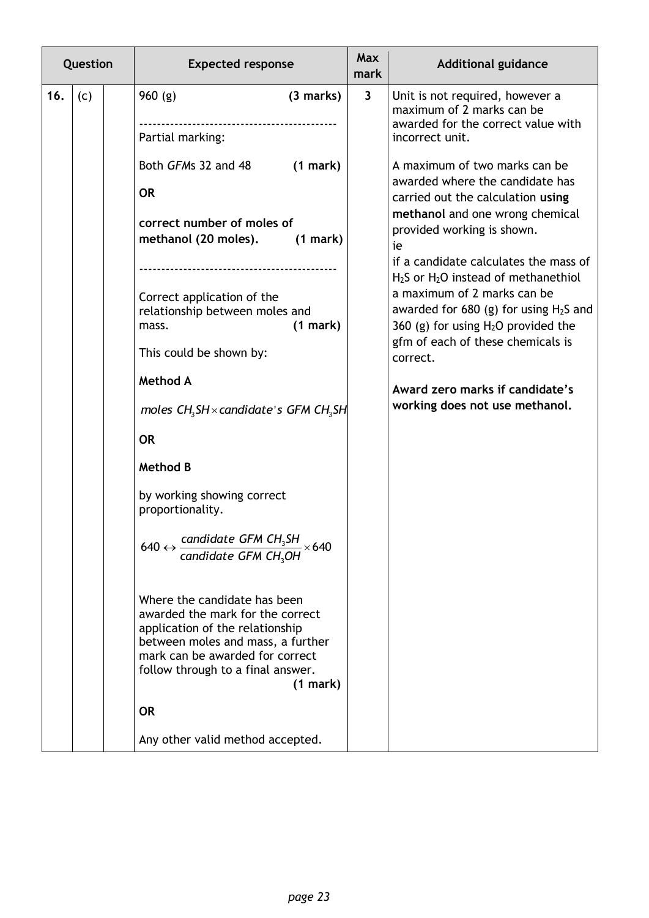| Question | | | Expected response | Max mark | Additional guidance |
|---|---|---|---|---|---|
| 16. | (c) | | 960 (g) **(3 marks)**<br>-------------------------------------------<br>Partial marking:<br><br>Both *GFM*s 32 and 48 **(1 mark)**<br><br>**OR**<br><br>**correct number of moles of methanol (20 moles). (1 mark)**<br>-------------------------------------------<br>Correct application of the relationship between moles and mass. **(1 mark)**<br><br>This could be shown by:<br><br>**Method A**<br><br>$moles\ CH_3SH \times candidate's\ GFM\ CH_3SH$<br><br>**OR**<br><br>**Method B**<br><br>by working showing correct proportionality.<br><br>$640 \leftrightarrow \frac{candidate\ GFM\ CH_3SH}{candidate\ GFM\ CH_3OH} \times 640$<br><br>Where the candidate has been awarded the mark for the correct application of the relationship between moles and mass, a further mark can be awarded for correct follow through to a final answer. **(1 mark)**<br><br>**OR**<br><br>Any other valid method accepted. | 3 | Unit is not required, however a maximum of 2 marks can be awarded for the correct value with incorrect unit.<br><br>A maximum of two marks can be awarded where the candidate has carried out the calculation **using methanol** and one wrong chemical provided working is shown.<br>ie<br>if a candidate calculates the mass of $H_2S$ or $H_2O$ instead of methanethiol a maximum of 2 marks can be awarded for 680 (g) for using $H_2S$ and 360 (g) for using $H_2O$ provided the gfm of each of these chemicals is correct.<br><br>**Award zero marks if candidate's working does not use methanol.** |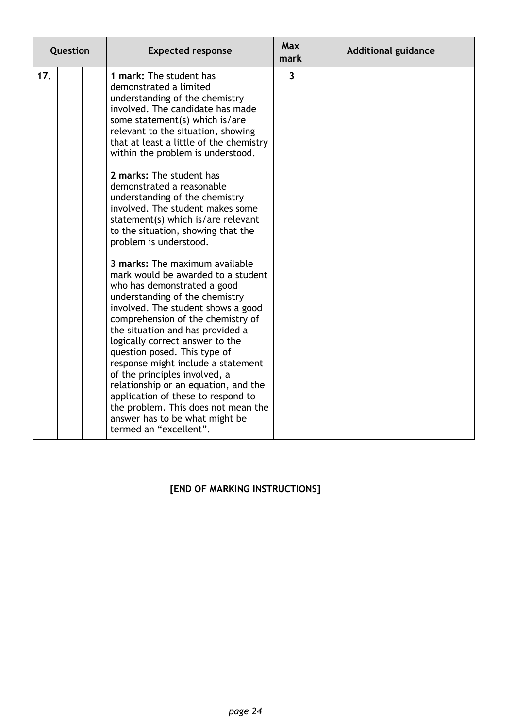| Question | | | Expected response | Max mark | Additional guidance |
| --- | --- | --- | --- | --- | --- |
| 17. | | | **1 mark:** The student has demonstrated a limited understanding of the chemistry involved. The candidate has made some statement(s) which is/are relevant to the situation, showing that at least a little of the chemistry within the problem is understood.<br><br>**2 marks:** The student has demonstrated a reasonable understanding of the chemistry involved. The student makes some statement(s) which is/are relevant to the situation, showing that the problem is understood.<br><br>**3 marks:** The maximum available mark would be awarded to a student who has demonstrated a good understanding of the chemistry involved. The student shows a good comprehension of the chemistry of the situation and has provided a logically correct answer to the question posed. This type of response might include a statement of the principles involved, a relationship or an equation, and the application of these to respond to the problem. This does not mean the answer has to be what might be termed an "excellent". | 3 | |

**[END OF MARKING INSTRUCTIONS]**